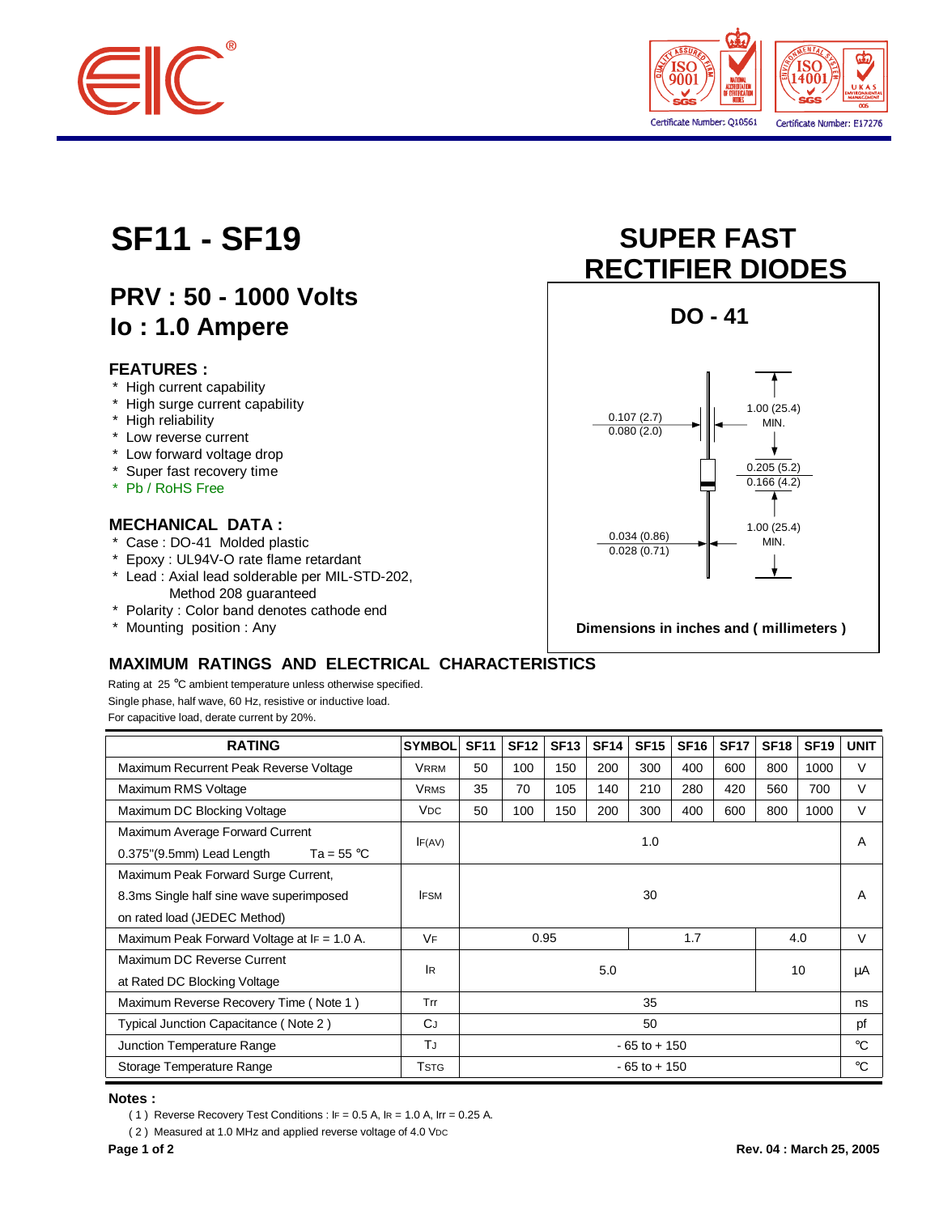# SF11 - SF19

## SUPER FAST RECTIFIER DIODES

## PRV : 50 - 1000 Volts
## Io : 1.0 Ampere

### FEATURES :
- High current capability
- High surge current capability
- High reliability
- Low reverse current
- Low forward voltage drop
- Super fast recovery time
- Pb / RoHS Free

### MECHANICAL DATA :
- Case : DO-41 Molded plastic
- Epoxy : UL94V-O rate flame retardant
- Lead : Axial lead solderable per MIL-STD-202, Method 208 guaranteed
- Polarity : Color band denotes cathode end
- Mounting position : Any

**DO - 41**

0.107 (2.7)
0.080 (2.0)
1.00 (25.4)
MIN.
0.205 (5.2)
0.166 (4.2)
0.034 (0.86)
0.028 (0.71)
1.00 (25.4)
MIN.

**Dimensions in inches and ( millimeters )**

### MAXIMUM RATINGS AND ELECTRICAL CHARACTERISTICS

Rating at 25 °C ambient temperature unless otherwise specified.
Single phase, half wave, 60 Hz, resistive or inductive load.
For capacitive load, derate current by 20%.

| RATING | SYMBOL | SF11 | SF12 | SF13 | SF14 | SF15 | SF16 | SF17 | SF18 | SF19 | UNIT |
|---|---|---|---|---|---|---|---|---|---|---|---|
| Maximum Recurrent Peak Reverse Voltage | $V_{RRM}$ | 50 | 100 | 150 | 200 | 300 | 400 | 600 | 800 | 1000 | V |
| Maximum RMS Voltage | $V_{RMS}$ | 35 | 70 | 105 | 140 | 210 | 280 | 420 | 560 | 700 | V |
| Maximum DC Blocking Voltage | $V_{DC}$ | 50 | 100 | 150 | 200 | 300 | 400 | 600 | 800 | 1000 | V |
| Maximum Average Forward Current 0.375"(9.5mm) Lead Length Ta = 55 °C | $I_{F(AV)}$ | 1.0 | | | | | | | | | A |
| Maximum Peak Forward Surge Current, 8.3ms Single half sine wave superimposed on rated load (JEDEC Method) | $I_{FSM}$ | 30 | | | | | | | | | A |
| Maximum Peak Forward Voltage at $I_F$ = 1.0 A. | $V_F$ | 0.95 | | | | 1.7 | | | 4.0 | | V |
| Maximum DC Reverse Current at Rated DC Blocking Voltage | $I_R$ | 5.0 | | | | | | | 10 | | μA |
| Maximum Reverse Recovery Time ( Note 1 ) | Trr | 35 | | | | | | | | | ns |
| Typical Junction Capacitance ( Note 2 ) | $C_J$ | 50 | | | | | | | | | pf |
| Junction Temperature Range | $T_J$ | - 65 to + 150 | | | | | | | | | °C |
| Storage Temperature Range | $T_{STG}$ | - 65 to + 150 | | | | | | | | | °C |

**Notes :**

( 1 ) Reverse Recovery Test Conditions : $I_F$ = 0.5 A, $I_R$ = 1.0 A, Irr = 0.25 A.

( 2 ) Measured at 1.0 MHz and applied reverse voltage of 4.0 $V_{DC}$

Rev. 04 : March 25, 2005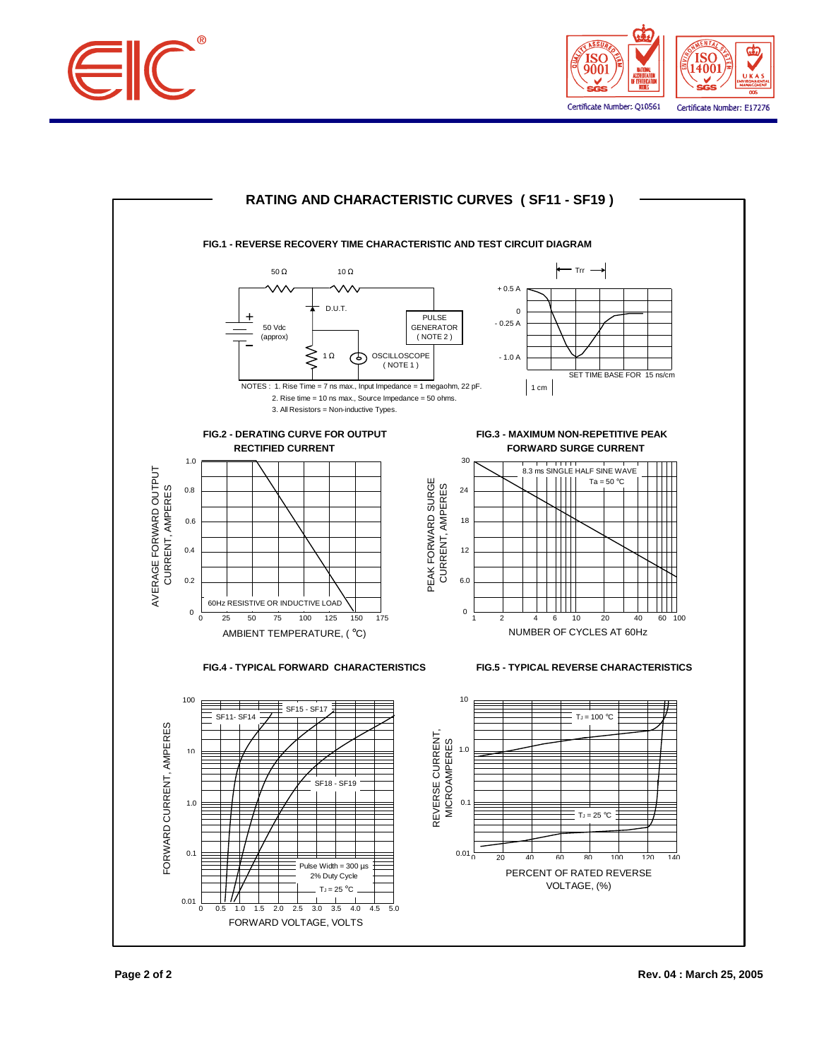## RATING AND CHARACTERISTIC CURVES ( SF11 - SF19 )

### FIG.1 - REVERSE RECOVERY TIME CHARACTERISTIC AND TEST CIRCUIT DIAGRAM

50 Ω
10 Ω
D.U.T.
+
50 Vdc
(approx)
−
PULSE
GENERATOR
( NOTE 2 )
1 Ω
OSCILLOSCOPE
( NOTE 1 )

Trr
+ 0.5 A
0
- 0.25 A
- 1.0 A
SET TIME BASE FOR 15 ns/cm
1 cm

NOTES : 1. Rise Time = 7 ns max., Input Impedance = 1 megaohm, 22 pF.
2. Rise time = 10 ns max., Source Impedance = 50 ohms.
3. All Resistors = Non-inductive Types.

### FIG.2 - DERATING CURVE FOR OUTPUT RECTIFIED CURRENT

AVERAGE FORWARD OUTPUT CURRENT, AMPERES
1.0
0.8
0.6
0.4
0.2
0
60Hz RESISTIVE OR INDUCTIVE LOAD
0 25 50 75 100 125 150 175
AMBIENT TEMPERATURE, ( °C)

### FIG.3 - MAXIMUM NON-REPETITIVE PEAK FORWARD SURGE CURRENT

PEAK FORWARD SURGE CURRENT, AMPERES
30
24
18
12
6.0
0
8.3 ms SINGLE HALF SINE WAVE
Ta = 50 °C
1 2 4 6 10 20 40 60 100
NUMBER OF CYCLES AT 60Hz

### FIG.4 - TYPICAL FORWARD CHARACTERISTICS

FORWARD CURRENT, AMPERES
100
10
1.0
0.1
0.01
SF11- SF14
SF15 - SF17
SF18 - SF19
Pulse Width = 300 μs
2% Duty Cycle
$T_J$ = 25 °C
0 0.5 1.0 1.5 2.0 2.5 3.0 3.5 4.0 4.5 5.0
FORWARD VOLTAGE, VOLTS

### FIG.5 - TYPICAL REVERSE CHARACTERISTICS

REVERSE CURRENT, MICROAMPERES
10
1.0
0.1
0.01
$T_J$ = 100 °C
$T_J$ = 25 °C
0 20 40 60 80 100 120 140
PERCENT OF RATED REVERSE VOLTAGE, (%)

Rev. 04 : March 25, 2005